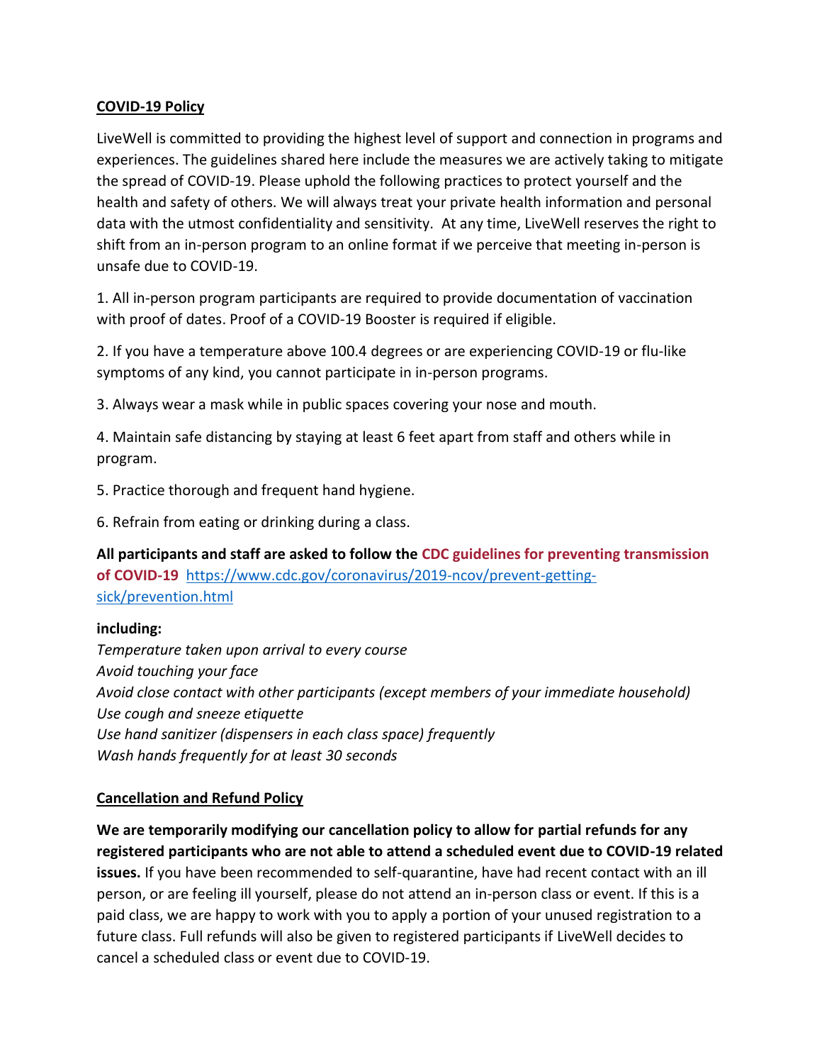## COVID-19 Policy

LiveWell is committed to providing the highest level of support and connection in programs and experiences. The guidelines shared here include the measures we are actively taking to mitigate the spread of COVID-19. Please uphold the following practices to protect yourself and the health and safety of others. We will always treat your private health information and personal data with the utmost confidentiality and sensitivity. At any time, LiveWell reserves the right to shift from an in-person program to an online format if we perceive that meeting in-person is unsafe due to COVID-19.

1. All in-person program participants are required to provide documentation of vaccination with proof of dates. Proof of a COVID-19 Booster is required if eligible.

2. If you have a temperature above 100.4 degrees or are experiencing COVID-19 or flu-like symptoms of any kind, you cannot participate in in-person programs.

3. Always wear a mask while in public spaces covering your nose and mouth.

4. Maintain safe distancing by staying at least 6 feet apart from staff and others while in program.

5. Practice thorough and frequent hand hygiene.

6. Refrain from eating or drinking during a class.

**All participants and staff are asked to follow the CDC guidelines for preventing transmission of COVID-19** https://www.cdc.gov/coronavirus/2019-ncov/prevent-getting-sick/prevention.html

**including:**

*Temperature taken upon arrival to every course*
*Avoid touching your face*
*Avoid close contact with other participants (except members of your immediate household)*
*Use cough and sneeze etiquette*
*Use hand sanitizer (dispensers in each class space) frequently*
*Wash hands frequently for at least 30 seconds*

## Cancellation and Refund Policy

**We are temporarily modifying our cancellation policy to allow for partial refunds for any registered participants who are not able to attend a scheduled event due to COVID-19 related issues.** If you have been recommended to self-quarantine, have had recent contact with an ill person, or are feeling ill yourself, please do not attend an in-person class or event. If this is a paid class, we are happy to work with you to apply a portion of your unused registration to a future class. Full refunds will also be given to registered participants if LiveWell decides to cancel a scheduled class or event due to COVID-19.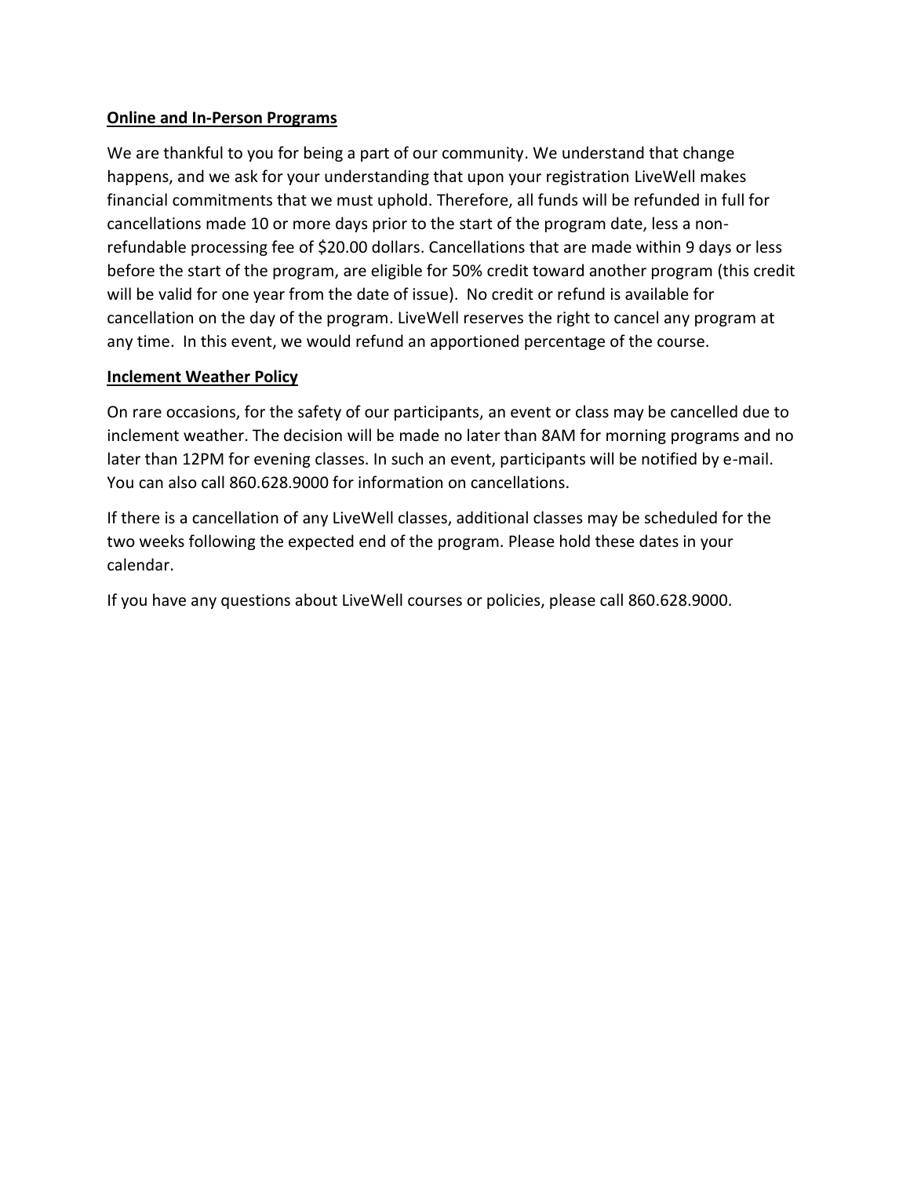**Online and In-Person Programs**

We are thankful to you for being a part of our community. We understand that change happens, and we ask for your understanding that upon your registration LiveWell makes financial commitments that we must uphold. Therefore, all funds will be refunded in full for cancellations made 10 or more days prior to the start of the program date, less a non-refundable processing fee of $20.00 dollars. Cancellations that are made within 9 days or less before the start of the program, are eligible for 50% credit toward another program (this credit will be valid for one year from the date of issue). No credit or refund is available for cancellation on the day of the program. LiveWell reserves the right to cancel any program at any time. In this event, we would refund an apportioned percentage of the course.

**Inclement Weather Policy**

On rare occasions, for the safety of our participants, an event or class may be cancelled due to inclement weather. The decision will be made no later than 8AM for morning programs and no later than 12PM for evening classes. In such an event, participants will be notified by e-mail. You can also call 860.628.9000 for information on cancellations.

If there is a cancellation of any LiveWell classes, additional classes may be scheduled for the two weeks following the expected end of the program. Please hold these dates in your calendar.

If you have any questions about LiveWell courses or policies, please call 860.628.9000.